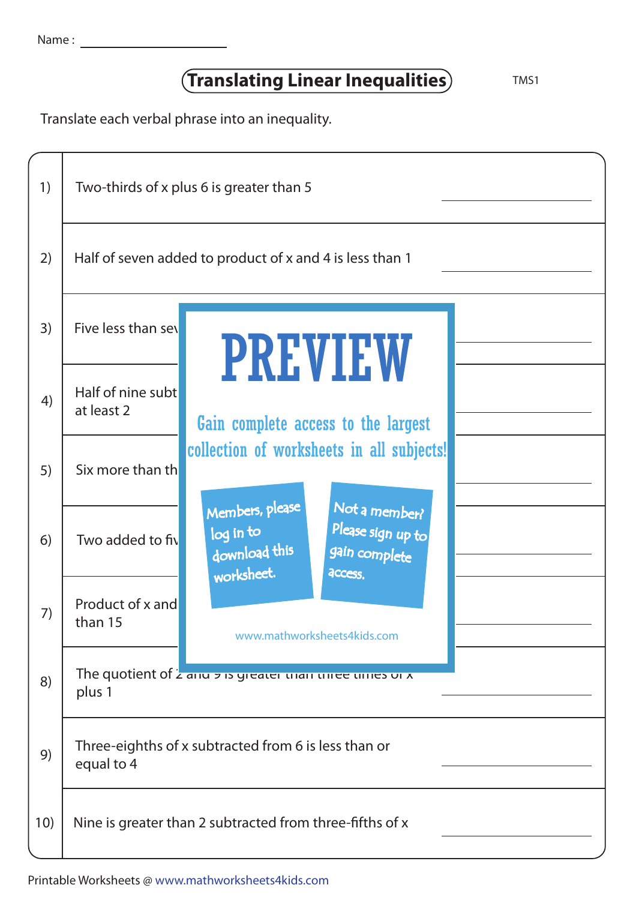Name : ____________________

# Translating Linear Inequalities

TMS1

Translate each verbal phrase into an inequality.

| | | |
|---|---|---|
| 1) | Two-thirds of x plus 6 is greater than 5 | ________ |
| 2) | Half of seven added to product of x and 4 is less than 1 | ________ |
| 3) | Five less than sev | ________ |
| 4) | Half of nine subt at least 2 | ________ |
| 5) | Six more than th | ________ |
| 6) | Two added to fiv | ________ |
| 7) | Product of x and than 15 | ________ |
| 8) | The quotient of 2 and 9 is greater than three times of x plus 1 | ________ |
| 9) | Three-eighths of x subtracted from 6 is less than or equal to 4 | ________ |
| 10) | Nine is greater than 2 subtracted from three-fifths of x | ________ |

PREVIEW

Gain complete access to the largest collection of worksheets in all subjects!

Members, please log in to download this worksheet.

Not a member? Please sign up to gain complete access.

www.mathworksheets4kids.com

Printable Worksheets @ www.mathworksheets4kids.com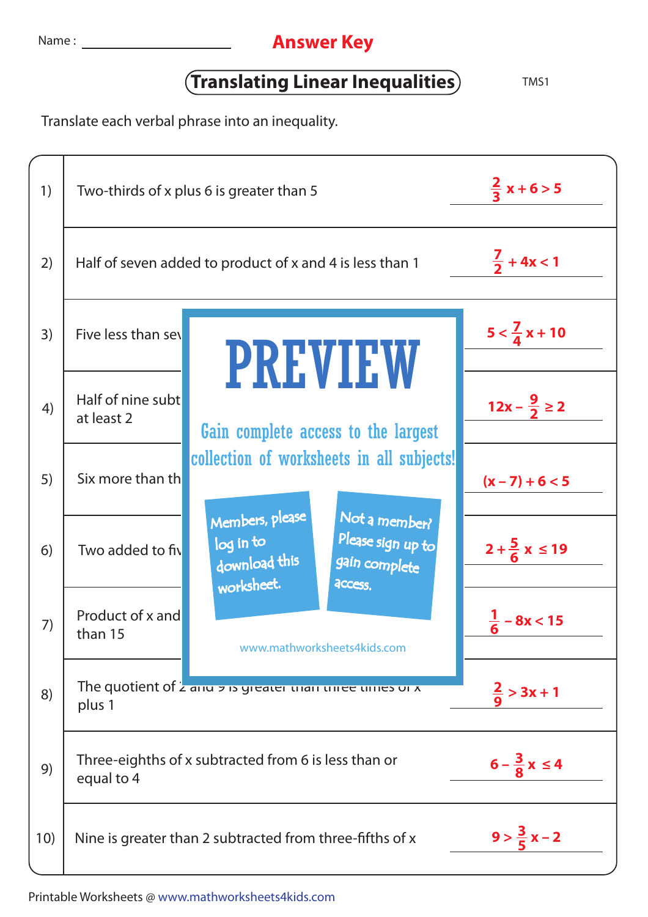Name : ____________________ **Answer Key**

# Translating Linear Inequalities

TMS1

Translate each verbal phrase into an inequality.

| | | |
|---|---|---|
| 1) | Two-thirds of x plus 6 is greater than 5 | $\frac{2}{3}x + 6 > 5$ |
| 2) | Half of seven added to product of x and 4 is less than 1 | $\frac{7}{2} + 4x < 1$ |
| 3) | Five less than sev | $5 < \frac{7}{4}x + 10$ |
| 4) | Half of nine subt at least 2 | $12x - \frac{9}{2} \geq 2$ |
| 5) | Six more than th | $(x - 7) + 6 < 5$ |
| 6) | Two added to fiv | $2 + \frac{5}{6}x \leq 19$ |
| 7) | Product of x and than 15 | $\frac{1}{6} - 8x < 15$ |
| 8) | The quotient of 2 and 9 is greater than three times of x plus 1 | $\frac{2}{9} > 3x + 1$ |
| 9) | Three-eighths of x subtracted from 6 is less than or equal to 4 | $6 - \frac{3}{8}x \leq 4$ |
| 10) | Nine is greater than 2 subtracted from three-fifths of x | $9 > \frac{3}{5}x - 2$ |

PREVIEW

Gain complete access to the largest collection of worksheets in all subjects!

Members, please log in to download this worksheet.

Not a member? Please sign up to gain complete access.

www.mathworksheets4kids.com

Printable Worksheets @ www.mathworksheets4kids.com